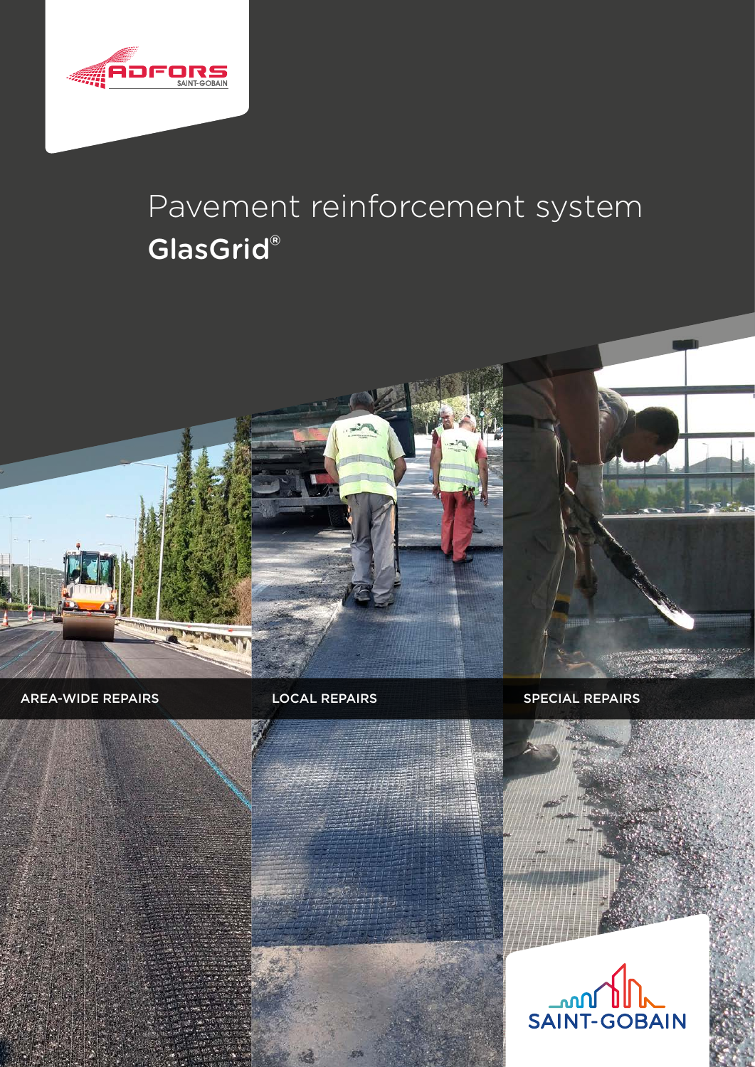# Pavement reinforcement system

## GlasGrid®

AREA-WIDE REPAIRS

LOCAL REPAIRS

SPECIAL REPAIRS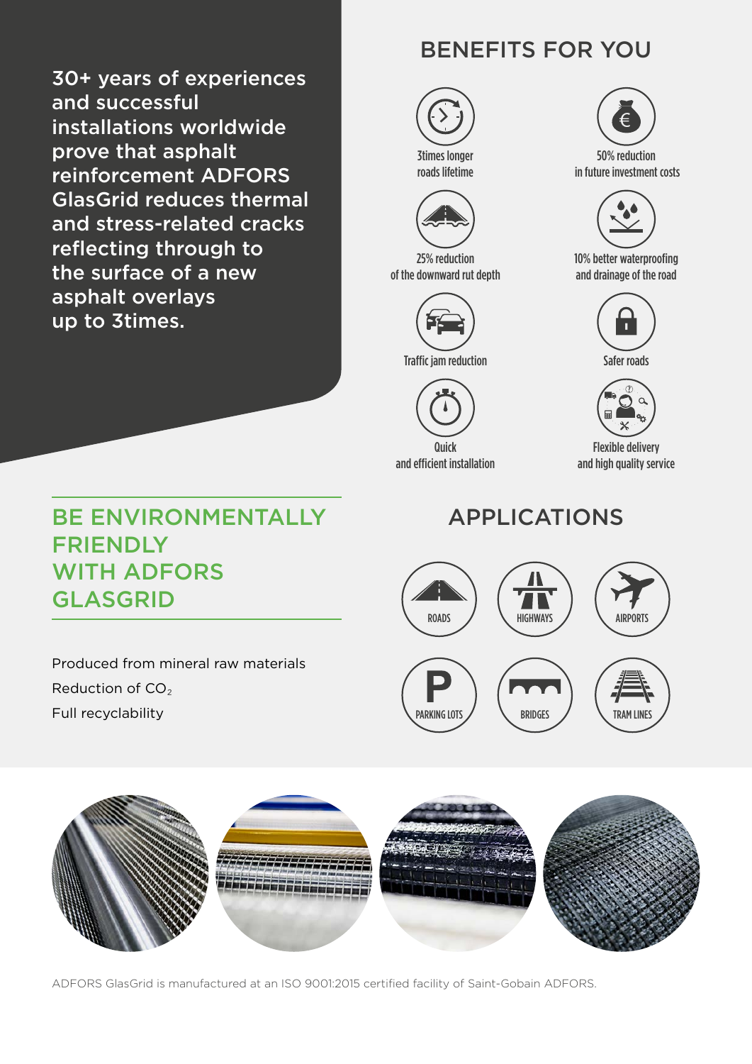30+ years of experiences and successful installations worldwide prove that asphalt reinforcement ADFORS GlasGrid reduces thermal and stress-related cracks reflecting through to the surface of a new asphalt overlays up to 3times.

## BENEFITS FOR YOU

- 3times longer roads lifetime
- 50% reduction in future investment costs
- 25% reduction of the downward rut depth
- 10% better waterproofing and drainage of the road
- Traffic jam reduction
- Safer roads
- Quick and efficient installation
- Flexible delivery and high quality service

## BE ENVIRONMENTALLY FRIENDLY WITH ADFORS GLASGRID

Produced from mineral raw materials

Reduction of $CO_2$

Full recyclability

## APPLICATIONS

- ROADS
- HIGHWAYS
- AIRPORTS
- PARKING LOTS
- BRIDGES
- TRAM LINES

ADFORS GlasGrid is manufactured at an ISO 9001:2015 certified facility of Saint-Gobain ADFORS.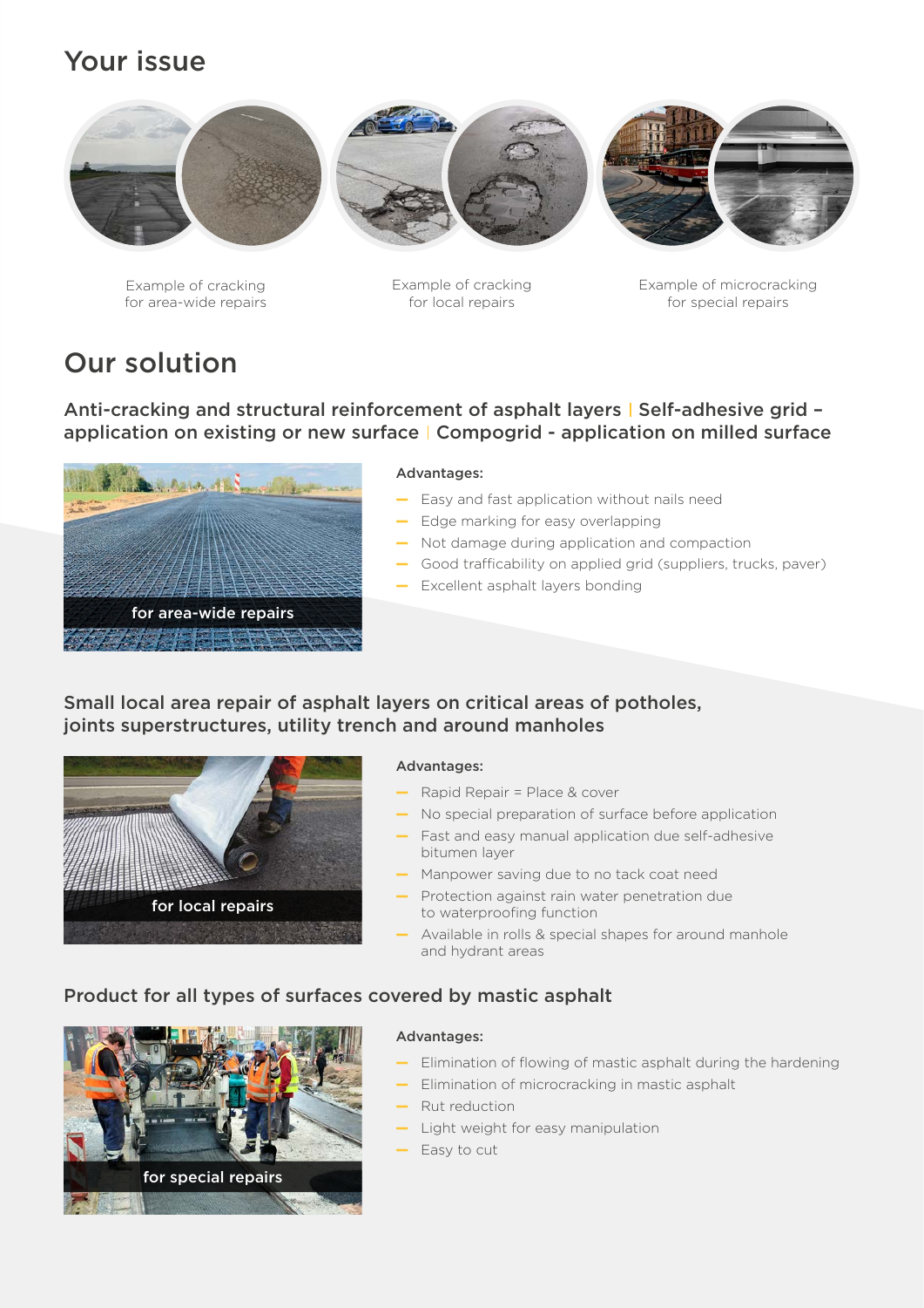## Your issue

Example of cracking for area-wide repairs

Example of cracking for local repairs

Example of microcracking for special repairs

## Our solution

### Anti-cracking and structural reinforcement of asphalt layers | Self-adhesive grid – application on existing or new surface | Compogrid - application on milled surface

for area-wide repairs

**Advantages:**

- Easy and fast application without nails need
- Edge marking for easy overlapping
- Not damage during application and compaction
- Good trafficability on applied grid (suppliers, trucks, paver)
- Excellent asphalt layers bonding

### Small local area repair of asphalt layers on critical areas of potholes, joints superstructures, utility trench and around manholes

for local repairs

**Advantages:**

- Rapid Repair = Place & cover
- No special preparation of surface before application
- Fast and easy manual application due self-adhesive bitumen layer
- Manpower saving due to no tack coat need
- Protection against rain water penetration due to waterproofing function
- Available in rolls & special shapes for around manhole and hydrant areas

### Product for all types of surfaces covered by mastic asphalt

for special repairs

**Advantages:**

- Elimination of flowing of mastic asphalt during the hardening
- Elimination of microcracking in mastic asphalt
- Rut reduction
- Light weight for easy manipulation
- Easy to cut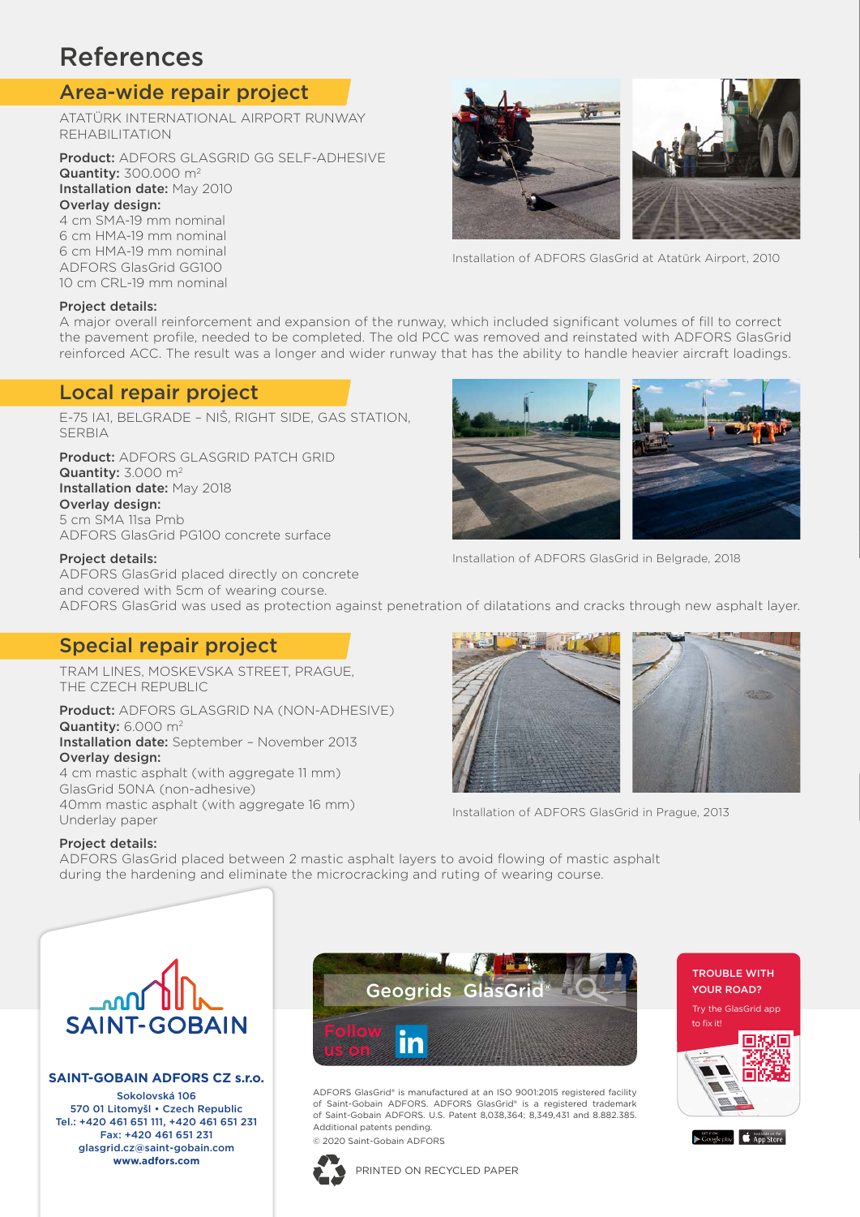# References

## Area-wide repair project

ATATÜRK INTERNATIONAL AIRPORT RUNWAY REHABILITATION

**Product:** ADFORS GLASGRID GG SELF-ADHESIVE
**Quantity:** 300.000 m$^2$
**Installation date:** May 2010
**Overlay design:**
4 cm SMA-19 mm nominal
6 cm HMA-19 mm nominal
6 cm HMA-19 mm nominal
ADFORS GlasGrid GG100
10 cm CRL-19 mm nominal

Installation of ADFORS GlasGrid at Atatürk Airport, 2010

**Project details:**
A major overall reinforcement and expansion of the runway, which included significant volumes of fill to correct the pavement profile, needed to be completed. The old PCC was removed and reinstated with ADFORS GlasGrid reinforced ACC. The result was a longer and wider runway that has the ability to handle heavier aircraft loadings.

## Local repair project

E-75 IA1, BELGRADE – NIŠ, RIGHT SIDE, GAS STATION, SERBIA

**Product:** ADFORS GLASGRID PATCH GRID
**Quantity:** 3.000 m$^2$
**Installation date:** May 2018
**Overlay design:**
5 cm SMA 11sa Pmb
ADFORS GlasGrid PG100 concrete surface

Installation of ADFORS GlasGrid in Belgrade, 2018

**Project details:**
ADFORS GlasGrid placed directly on concrete and covered with 5cm of wearing course.
ADFORS GlasGrid was used as protection against penetration of dilatations and cracks through new asphalt layer.

## Special repair project

TRAM LINES, MOSKEVSKA STREET, PRAGUE, THE CZECH REPUBLIC

**Product:** ADFORS GLASGRID NA (NON-ADHESIVE)
**Quantity:** 6.000 m$^2$
**Installation date:** September – November 2013
**Overlay design:**
4 cm mastic asphalt (with aggregate 11 mm)
GlasGrid 50NA (non-adhesive)
40mm mastic asphalt (with aggregate 16 mm)
Underlay paper

Installation of ADFORS GlasGrid in Prague, 2013

**Project details:**
ADFORS GlasGrid placed between 2 mastic asphalt layers to avoid flowing of mastic asphalt during the hardening and eliminate the microcracking and ruting of wearing course.

SAINT-GOBAIN

**SAINT-GOBAIN ADFORS CZ s.r.o.**
Sokolovská 106
570 01 Litomyšl • Czech Republic
Tel.: +420 461 651 111, +420 461 651 231
Fax: +420 461 651 231
glasgrid.cz@saint-gobain.com
www.adfors.com

Geogrids GlasGrid®
Follow us on in

ADFORS GlasGrid® is manufactured at an ISO 9001:2015 registered facility of Saint-Gobain ADFORS. ADFORS GlasGrid® is a registered trademark of Saint-Gobain ADFORS. U.S. Patent 8,038,364; 8,349,431 and 8.882.385. Additional patents pending.
© 2020 Saint-Gobain ADFORS

PRINTED ON RECYCLED PAPER

TROUBLE WITH YOUR ROAD?
Try the GlasGrid app to fix it!

Google play | App Store